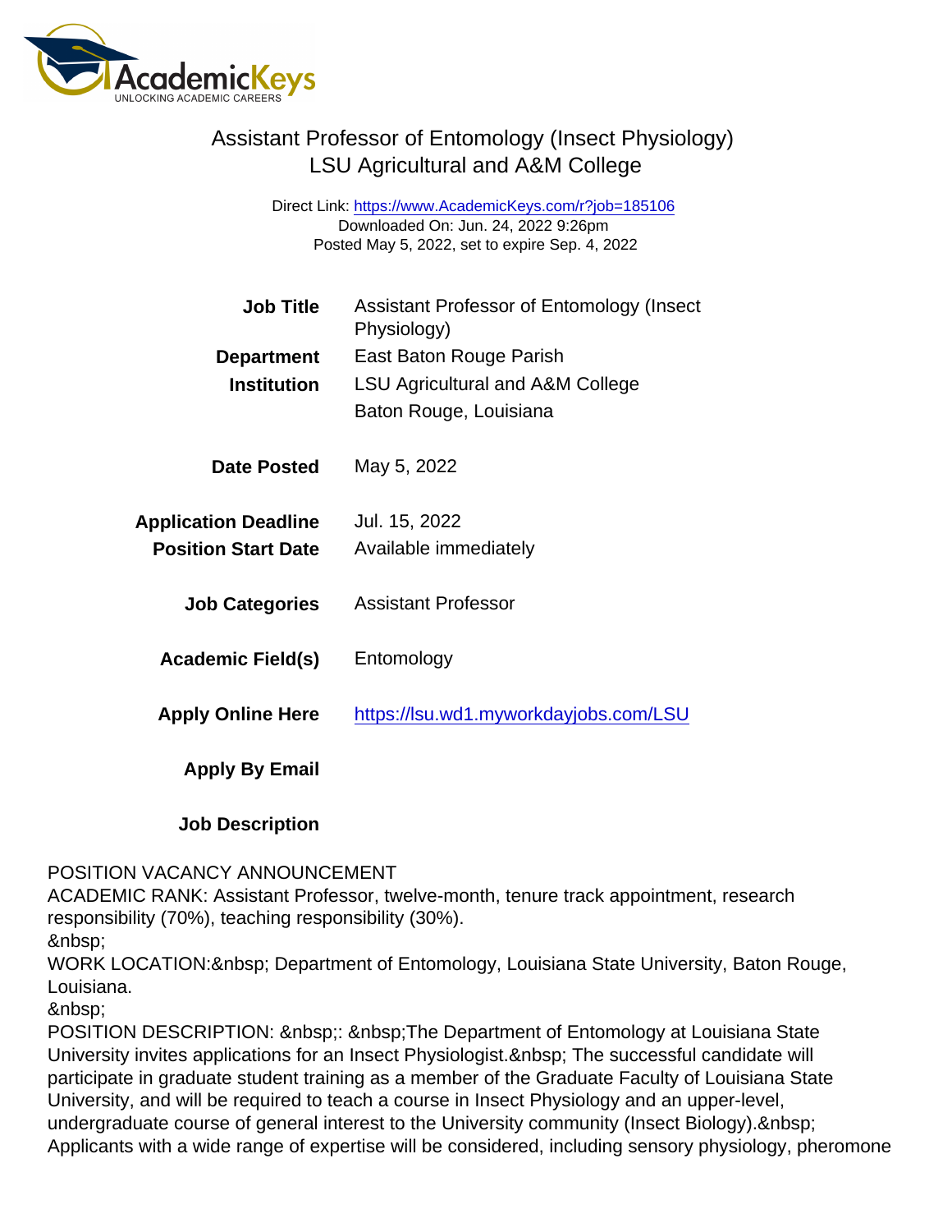# Assistant Professor of Entomology (Insect Physiology)
## LSU Agricultural and A&M College

Direct Link: https://www.AcademicKeys.com/r?job=185106
Downloaded On: Jun. 24, 2022 9:26pm
Posted May 5, 2022, set to expire Sep. 4, 2022

| | |
|---|---|
| **Job Title** | Assistant Professor of Entomology (Insect Physiology) |
| **Department** | East Baton Rouge Parish |
| **Institution** | LSU Agricultural and A&M College<br>Baton Rouge, Louisiana |
| **Date Posted** | May 5, 2022 |
| **Application Deadline** | Jul. 15, 2022 |
| **Position Start Date** | Available immediately |
| **Job Categories** | Assistant Professor |
| **Academic Field(s)** | Entomology |
| **Apply Online Here** | https://lsu.wd1.myworkdayjobs.com/LSU |
| **Apply By Email** | |
| **Job Description** | |

POSITION VACANCY ANNOUNCEMENT
ACADEMIC RANK: Assistant Professor, twelve-month, tenure track appointment, research responsibility (70%), teaching responsibility (30%).
&nbsp;
WORK LOCATION:&nbsp; Department of Entomology, Louisiana State University, Baton Rouge, Louisiana.
&nbsp;
POSITION DESCRIPTION: &nbsp;: &nbsp;The Department of Entomology at Louisiana State University invites applications for an Insect Physiologist.&nbsp; The successful candidate will participate in graduate student training as a member of the Graduate Faculty of Louisiana State University, and will be required to teach a course in Insect Physiology and an upper-level, undergraduate course of general interest to the University community (Insect Biology).&nbsp; Applicants with a wide range of expertise will be considered, including sensory physiology, pheromone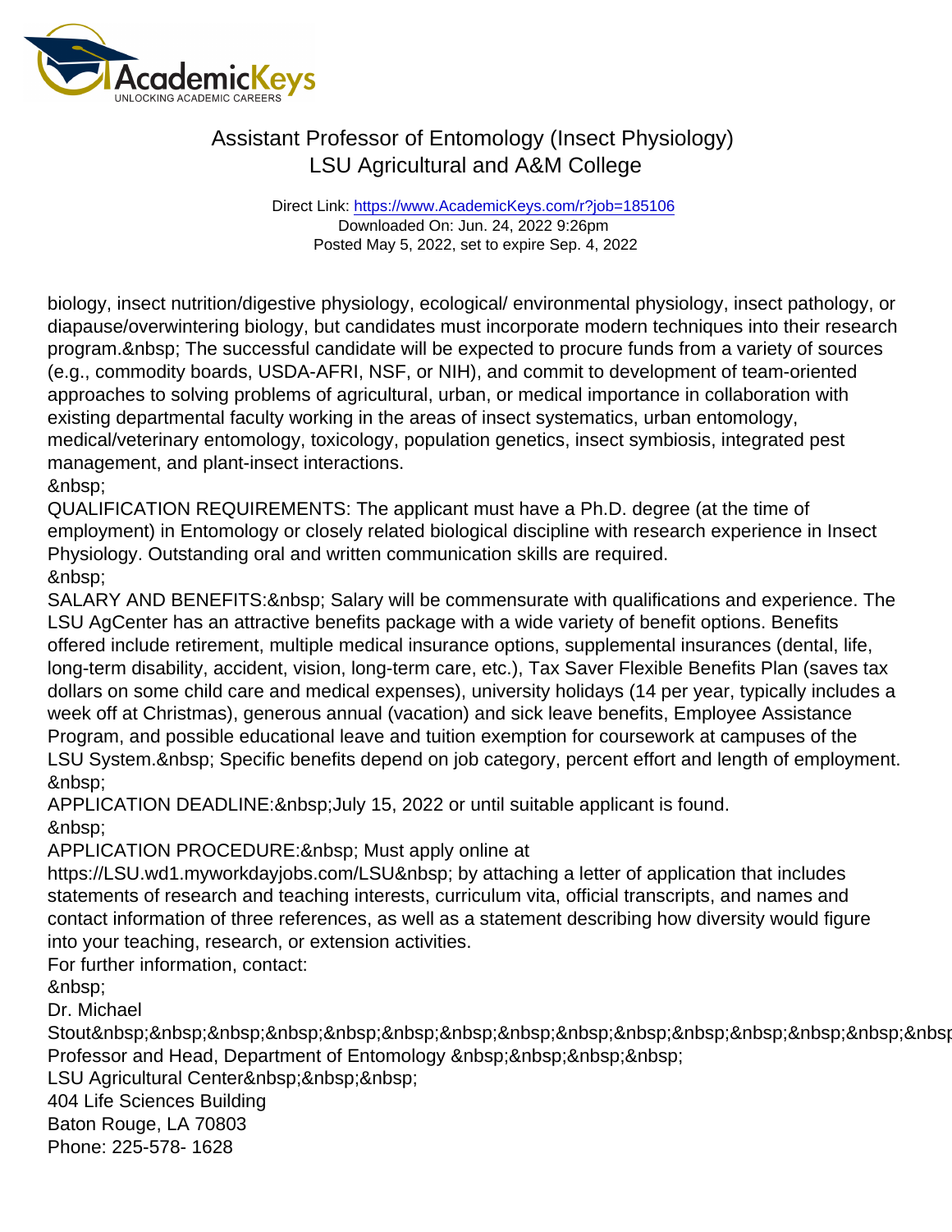biology, insect nutrition/digestive physiology, ecological/ environmental physiology, insect pathology, or diapause/overwintering biology, but candidates must incorporate modern techniques into their research program.&nbsp; The successful candidate will be expected to procure funds from a variety of sources (e.g., commodity boards, USDA-AFRI, NSF, or NIH), and commit to development of team-oriented approaches to solving problems of agricultural, urban, or medical importance in collaboration with existing departmental faculty working in the areas of insect systematics, urban entomology, medical/veterinary entomology, toxicology, population genetics, insect symbiosis, integrated pest management, and plant-insect interactions.
&nbsp;
QUALIFICATION REQUIREMENTS: The applicant must have a Ph.D. degree (at the time of employment) in Entomology or closely related biological discipline with research experience in Insect Physiology. Outstanding oral and written communication skills are required.
&nbsp;
SALARY AND BENEFITS:&nbsp; Salary will be commensurate with qualifications and experience. The LSU AgCenter has an attractive benefits package with a wide variety of benefit options. Benefits offered include retirement, multiple medical insurance options, supplemental insurances (dental, life, long-term disability, accident, vision, long-term care, etc.), Tax Saver Flexible Benefits Plan (saves tax dollars on some child care and medical expenses), university holidays (14 per year, typically includes a week off at Christmas), generous annual (vacation) and sick leave benefits, Employee Assistance Program, and possible educational leave and tuition exemption for coursework at campuses of the LSU System.&nbsp; Specific benefits depend on job category, percent effort and length of employment.
&nbsp;
APPLICATION DEADLINE:&nbsp;July 15, 2022 or until suitable applicant is found.
&nbsp;
APPLICATION PROCEDURE:&nbsp; Must apply online at https://LSU.wd1.myworkdayjobs.com/LSU&nbsp; by attaching a letter of application that includes statements of research and teaching interests, curriculum vita, official transcripts, and names and contact information of three references, as well as a statement describing how diversity would figure into your teaching, research, or extension activities.
For further information, contact:
&nbsp;
Dr. Michael Stout&nbsp;&nbsp;&nbsp;&nbsp;&nbsp;&nbsp;&nbsp;&nbsp;&nbsp;&nbsp;&nbsp;&nbsp;&nbsp;&nbsp;&nbsp;
Professor and Head, Department of Entomology &nbsp;&nbsp;&nbsp;&nbsp;
LSU Agricultural Center&nbsp;&nbsp;&nbsp;
404 Life Sciences Building
Baton Rouge, LA 70803
Phone: 225-578- 1628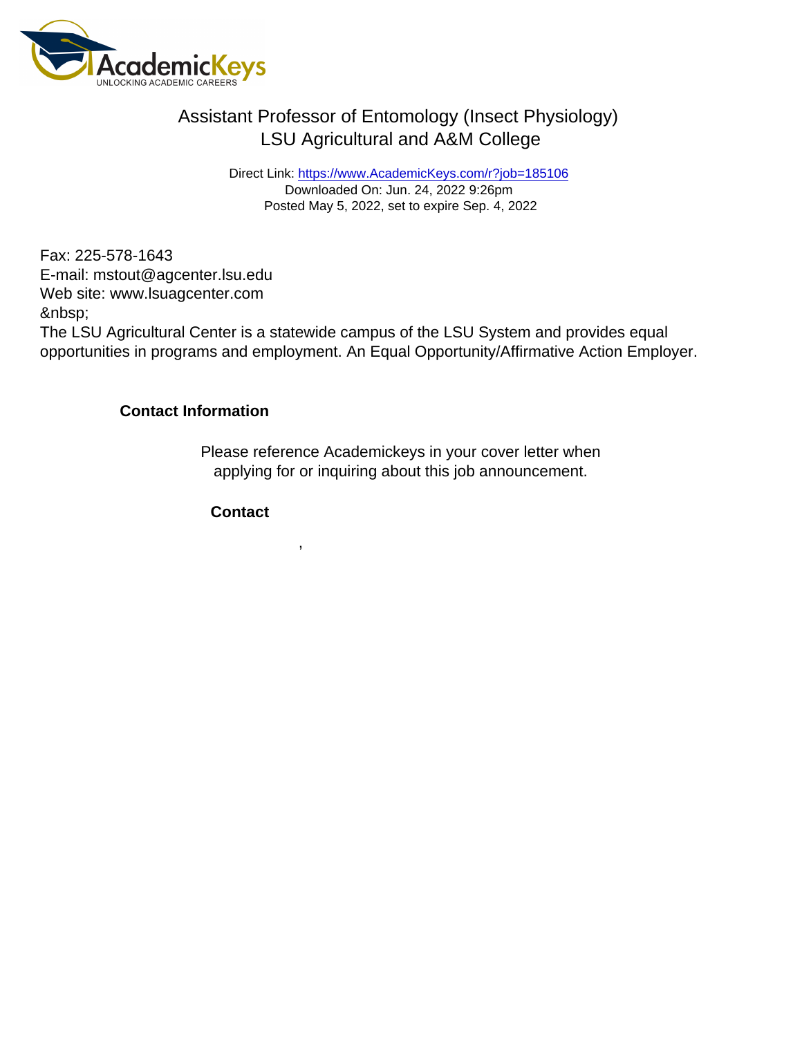Fax: 225-578-1643
E-mail: mstout@agcenter.lsu.edu
Web site: www.lsuagcenter.com
&nbsp;
The LSU Agricultural Center is a statewide campus of the LSU System and provides equal opportunities in programs and employment. An Equal Opportunity/Affirmative Action Employer.

## Contact Information

Please reference Academickeys in your cover letter when applying for or inquiring about this job announcement.

### Contact

,